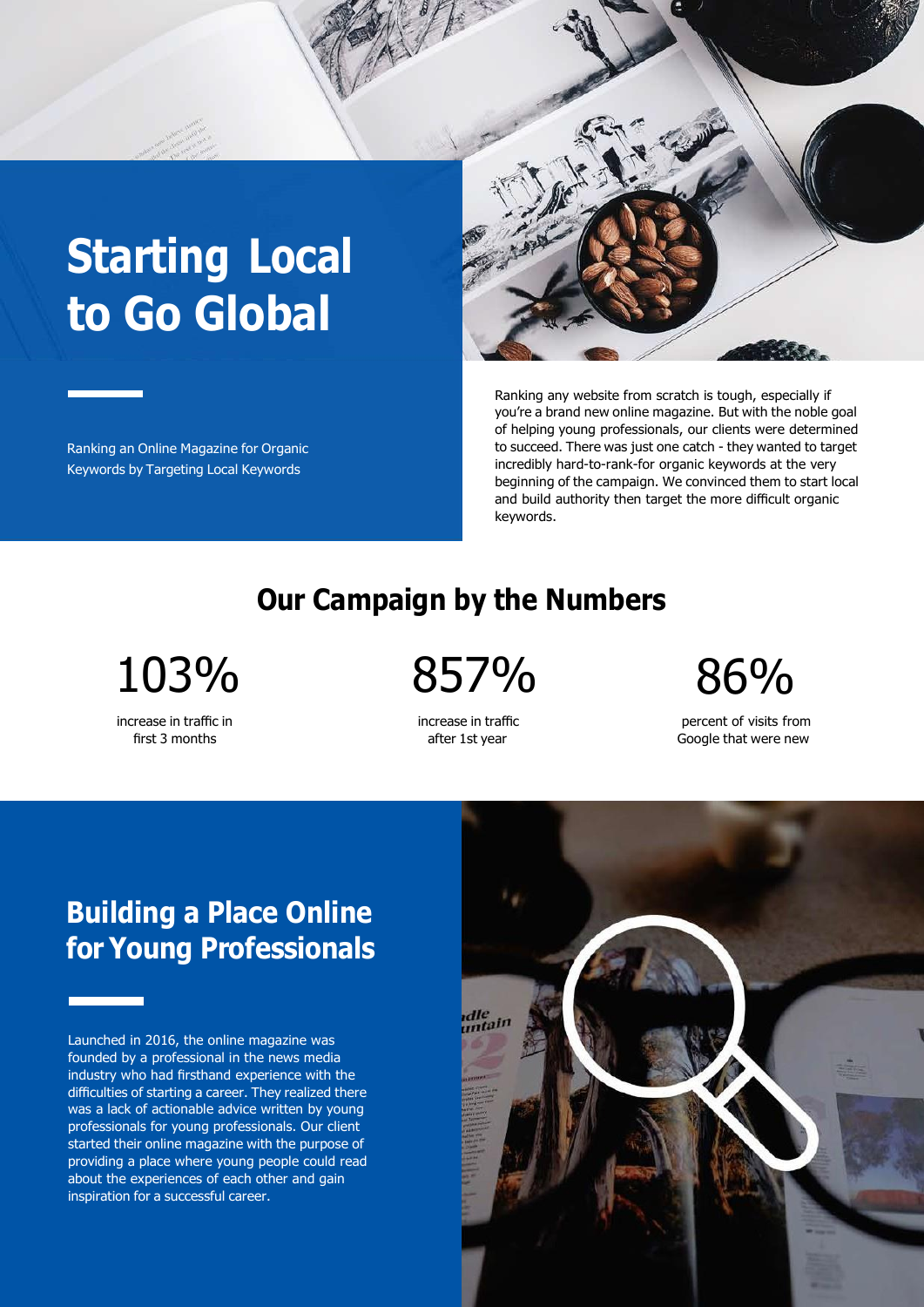# Starting Local to Go Global

Ranking an Online Magazine for Organic Keywords by Targeting Local Keywords

Ranking any website from scratch is tough, especially if you're a brand new online magazine. But with the noble goal of helping young professionals, our clients were determined to succeed. There was just one catch - they wanted to target incredibly hard-to-rank-for organic keywords at the very beginning of the campaign. We convinced them to start local and build authority then target the more difficult organic keywords.

## Our Campaign by the Numbers

**103%**
increase in traffic in first 3 months

**857%**
increase in traffic after 1st year

**86%**
percent of visits from Google that were new

## Building a Place Online for Young Professionals

Launched in 2016, the online magazine was founded by a professional in the news media industry who had firsthand experience with the difficulties of starting a career. They realized there was a lack of actionable advice written by young professionals for young professionals. Our client started their online magazine with the purpose of providing a place where young people could read about the experiences of each other and gain inspiration for a successful career.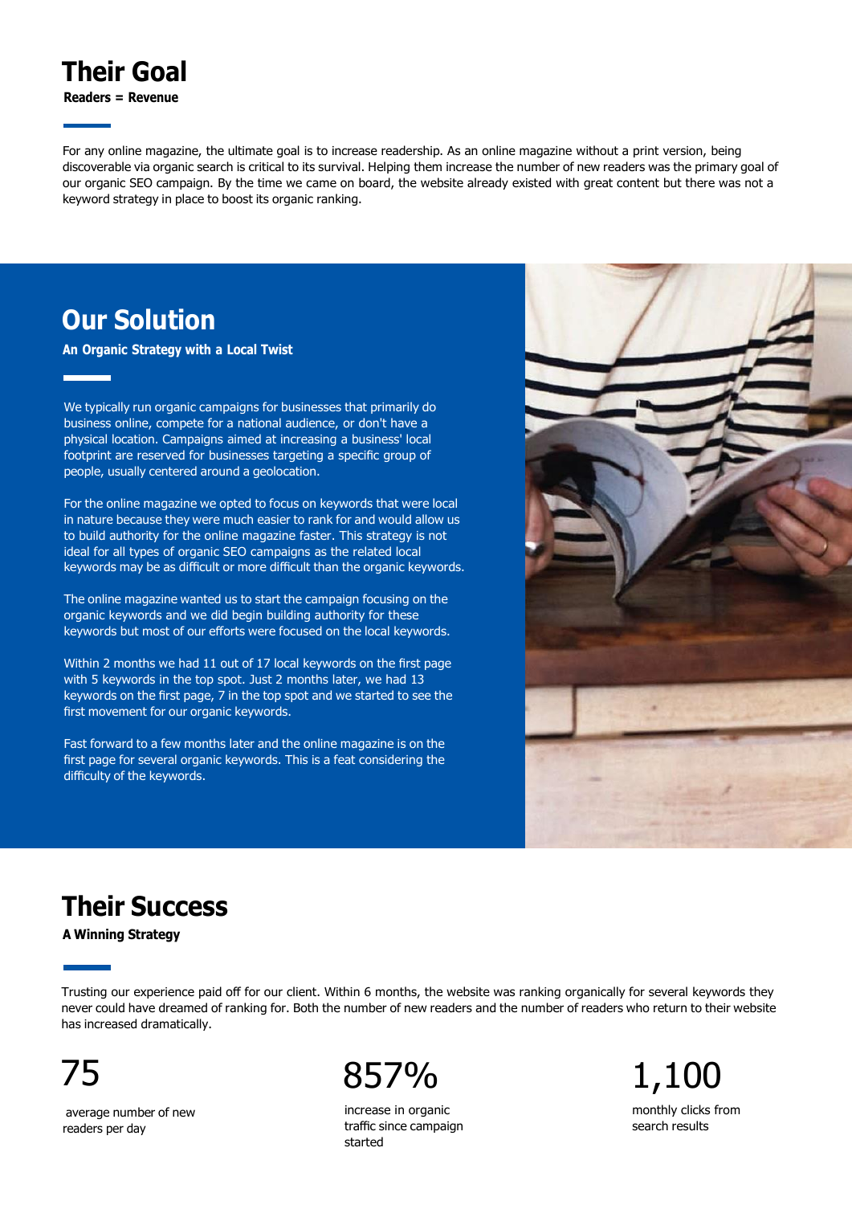## Their Goal

**Readers = Revenue**

For any online magazine, the ultimate goal is to increase readership. As an online magazine without a print version, being discoverable via organic search is critical to its survival. Helping them increase the number of new readers was the primary goal of our organic SEO campaign. By the time we came on board, the website already existed with great content but there was not a keyword strategy in place to boost its organic ranking.

## Our Solution

**An Organic Strategy with a Local Twist**

We typically run organic campaigns for businesses that primarily do business online, compete for a national audience, or don't have a physical location. Campaigns aimed at increasing a business' local footprint are reserved for businesses targeting a specific group of people, usually centered around a geolocation.

For the online magazine we opted to focus on keywords that were local in nature because they were much easier to rank for and would allow us to build authority for the online magazine faster. This strategy is not ideal for all types of organic SEO campaigns as the related local keywords may be as difficult or more difficult than the organic keywords.

The online magazine wanted us to start the campaign focusing on the organic keywords and we did begin building authority for these keywords but most of our efforts were focused on the local keywords.

Within 2 months we had 11 out of 17 local keywords on the first page with 5 keywords in the top spot. Just 2 months later, we had 13 keywords on the first page, 7 in the top spot and we started to see the first movement for our organic keywords.

Fast forward to a few months later and the online magazine is on the first page for several organic keywords. This is a feat considering the difficulty of the keywords.

## Their Success

**A Winning Strategy**

Trusting our experience paid off for our client. Within 6 months, the website was ranking organically for several keywords they never could have dreamed of ranking for. Both the number of new readers and the number of readers who return to their website has increased dramatically.

**75**

average number of new readers per day

**857%**

increase in organic traffic since campaign started

**1,100**

monthly clicks from search results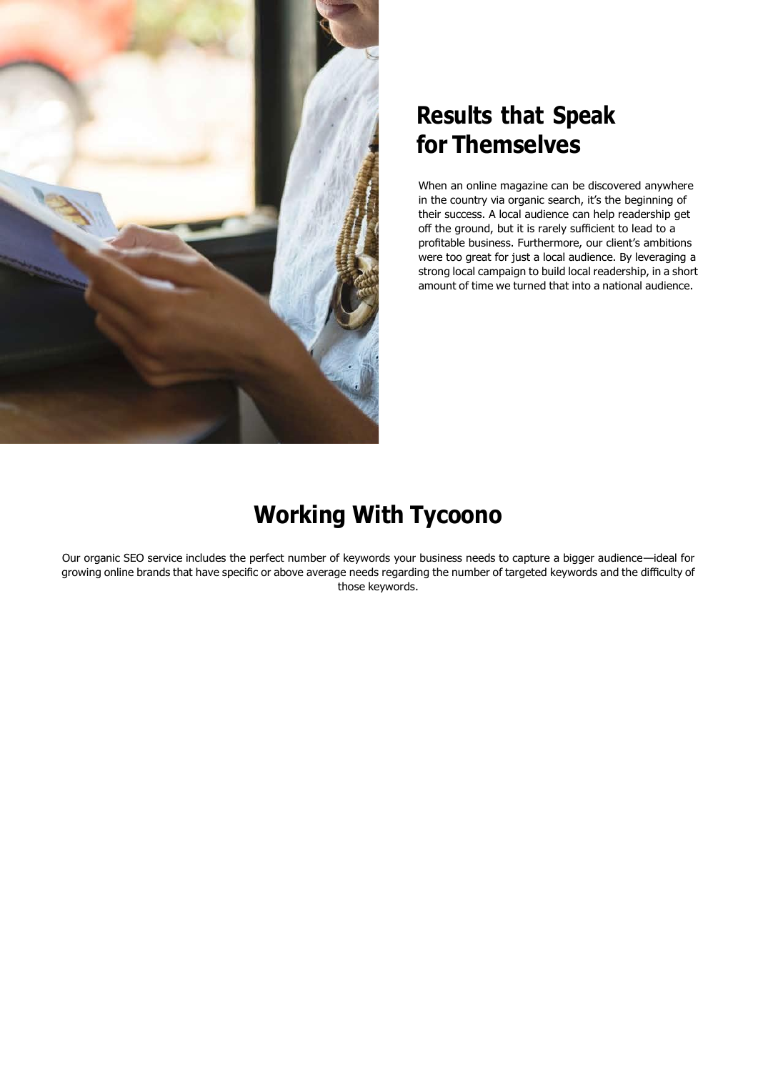## Results that Speak for Themselves

When an online magazine can be discovered anywhere in the country via organic search, it's the beginning of their success. A local audience can help readership get off the ground, but it is rarely sufficient to lead to a profitable business. Furthermore, our client's ambitions were too great for just a local audience. By leveraging a strong local campaign to build local readership, in a short amount of time we turned that into a national audience.

## Working With Tycoono

Our organic SEO service includes the perfect number of keywords your business needs to capture a bigger audience—ideal for growing online brands that have specific or above average needs regarding the number of targeted keywords and the difficulty of those keywords.